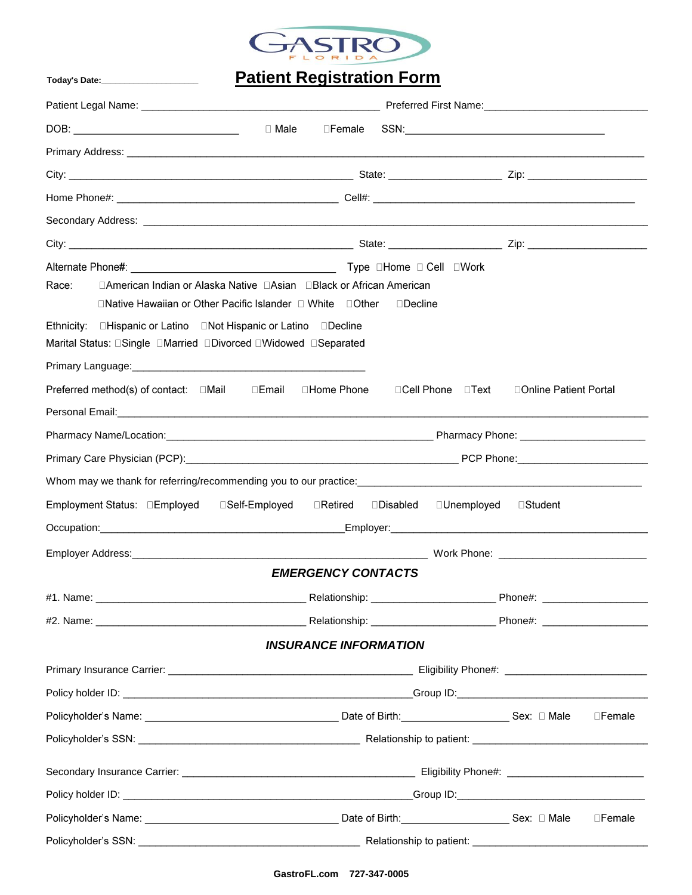GASTRO FLORIDA

**Today's Date:**___________________

# Patient Registration Form

Patient Legal Name: ________________________________________ Preferred First Name:____________________________

DOB: ____________________________ ☐ Male ☐Female SSN:__________________________________

Primary Address: ____________________________________________________________________________________

City: ________________________________________________ State: ___________________ Zip: ____________________

Home Phone#: ______________________________________ Cell#: ____________________________________________

Secondary Address: __________________________________________________________________________________

City: ________________________________________________ State: ___________________ Zip: ____________________

Alternate Phone#: ___________________________________ Type ☐Home ☐ Cell ☐Work

Race: ☐American Indian or Alaska Native ☐Asian ☐Black or African American
☐Native Hawaiian or Other Pacific Islander ☐ White ☐Other ☐Decline

Ethnicity: ☐Hispanic or Latino ☐Not Hispanic or Latino ☐Decline

Marital Status: ☐Single ☐Married ☐Divorced ☐Widowed ☐Separated

Primary Language:_________________________________________

Preferred method(s) of contact: ☐Mail ☐Email ☐Home Phone ☐Cell Phone ☐Text ☐Online Patient Portal

Personal Email:_______________________________________________________________________________________

Pharmacy Name/Location:_____________________________________________ Pharmacy Phone: _____________________

Primary Care Physician (PCP):_____________________________________________ PCP Phone:_____________________

Whom may we thank for referring/recommending you to our practice:____________________________________________

Employment Status: ☐Employed ☐Self-Employed ☐Retired ☐Disabled ☐Unemployed ☐Student

Occupation:________________________________________Employer:_____________________________________________

Employer Address:_______________________________________________ Work Phone: _________________________

## *EMERGENCY CONTACTS*

#1. Name: __________________________________ Relationship: ____________________ Phone#: __________________

#2. Name: __________________________________ Relationship: ____________________ Phone#: __________________

## *INSURANCE INFORMATION*

Primary Insurance Carrier: ________________________________________ Eligibility Phone#: _______________________

Policy holder ID: _______________________________________________Group ID:_______________________________

Policyholder's Name: ________________________________ Date of Birth:___________________ Sex: ☐ Male ☐Female

Policyholder's SSN: ____________________________________ Relationship to patient: _____________________________

Secondary Insurance Carrier: _____________________________________ Eligibility Phone#: _______________________

Policy holder ID: _______________________________________________Group ID:_______________________________

Policyholder's Name: ________________________________ Date of Birth:___________________ Sex: ☐ Male ☐Female

Policyholder's SSN: ____________________________________ Relationship to patient: _____________________________

**GastroFL.com 727-347-0005**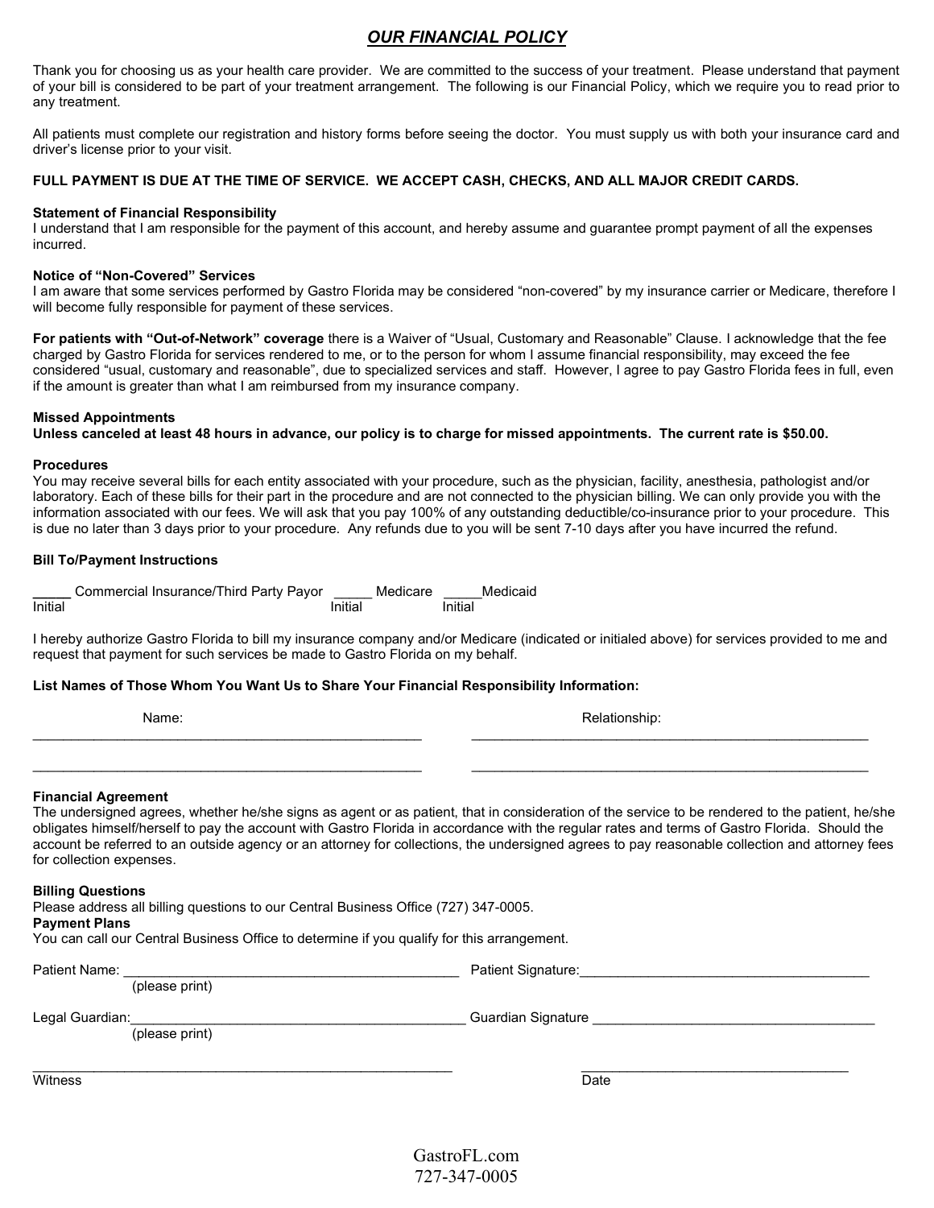## *OUR FINANCIAL POLICY*

Thank you for choosing us as your health care provider. We are committed to the success of your treatment. Please understand that payment of your bill is considered to be part of your treatment arrangement. The following is our Financial Policy, which we require you to read prior to any treatment.

All patients must complete our registration and history forms before seeing the doctor. You must supply us with both your insurance card and driver's license prior to your visit.

**FULL PAYMENT IS DUE AT THE TIME OF SERVICE. WE ACCEPT CASH, CHECKS, AND ALL MAJOR CREDIT CARDS.**

**Statement of Financial Responsibility**
I understand that I am responsible for the payment of this account, and hereby assume and guarantee prompt payment of all the expenses incurred.

**Notice of "Non-Covered" Services**
I am aware that some services performed by Gastro Florida may be considered "non-covered" by my insurance carrier or Medicare, therefore I will become fully responsible for payment of these services.

**For patients with "Out-of-Network" coverage** there is a Waiver of "Usual, Customary and Reasonable" Clause. I acknowledge that the fee charged by Gastro Florida for services rendered to me, or to the person for whom I assume financial responsibility, may exceed the fee considered "usual, customary and reasonable", due to specialized services and staff. However, I agree to pay Gastro Florida fees in full, even if the amount is greater than what I am reimbursed from my insurance company.

**Missed Appointments**
**Unless canceled at least 48 hours in advance, our policy is to charge for missed appointments. The current rate is $50.00.**

**Procedures**
You may receive several bills for each entity associated with your procedure, such as the physician, facility, anesthesia, pathologist and/or laboratory. Each of these bills for their part in the procedure and are not connected to the physician billing. We can only provide you with the information associated with our fees. We will ask that you pay 100% of any outstanding deductible/co-insurance prior to your procedure. This is due no later than 3 days prior to your procedure. Any refunds due to you will be sent 7-10 days after you have incurred the refund.

**Bill To/Payment Instructions**

_____ Commercial Insurance/Third Party Payor _____ Medicare _____Medicaid
Initial Initial Initial

I hereby authorize Gastro Florida to bill my insurance company and/or Medicare (indicated or initialed above) for services provided to me and request that payment for such services be made to Gastro Florida on my behalf.

**List Names of Those Whom You Want Us to Share Your Financial Responsibility Information:**

| Name: | Relationship: |
|---|---|
| ______________________________ | ______________________________ |
| ______________________________ | ______________________________ |

**Financial Agreement**
The undersigned agrees, whether he/she signs as agent or as patient, that in consideration of the service to be rendered to the patient, he/she obligates himself/herself to pay the account with Gastro Florida in accordance with the regular rates and terms of Gastro Florida. Should the account be referred to an outside agency or an attorney for collections, the undersigned agrees to pay reasonable collection and attorney fees for collection expenses.

**Billing Questions**
Please address all billing questions to our Central Business Office (727) 347-0005.
**Payment Plans**
You can call our Central Business Office to determine if you qualify for this arrangement.

Patient Name: ____________________________________ Patient Signature:____________________________________
(please print)

Legal Guardian:____________________________________ Guardian Signature ____________________________________
(please print)

____________________________________ ____________________________________
Witness Date

GastroFL.com
727-347-0005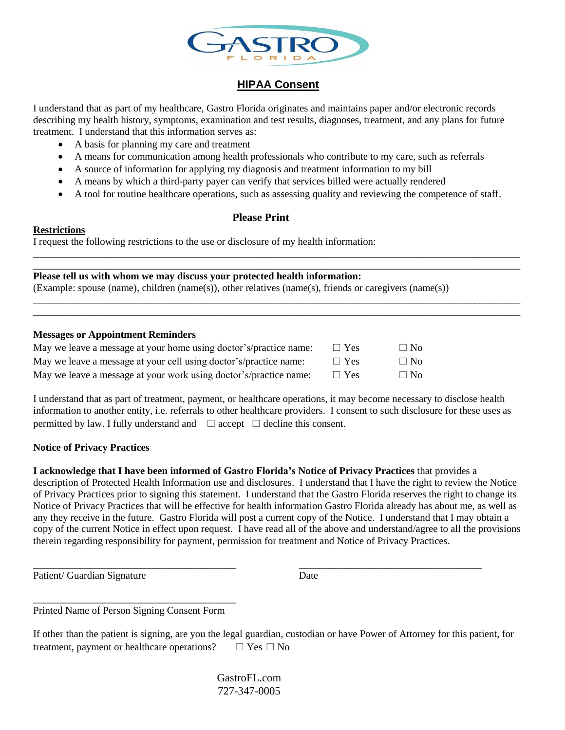GASTRO FLORIDA

# HIPAA Consent

I understand that as part of my healthcare, Gastro Florida originates and maintains paper and/or electronic records describing my health history, symptoms, examination and test results, diagnoses, treatment, and any plans for future treatment. I understand that this information serves as:

- A basis for planning my care and treatment
- A means for communication among health professionals who contribute to my care, such as referrals
- A source of information for applying my diagnosis and treatment information to my bill
- A means by which a third-party payer can verify that services billed were actually rendered
- A tool for routine healthcare operations, such as assessing quality and reviewing the competence of staff.

**Please Print**

**Restrictions**

I request the following restrictions to the use or disclosure of my health information:

______________________________________________________________________________

______________________________________________________________________________

**Please tell us with whom we may discuss your protected health information:**

(Example: spouse (name), children (name(s)), other relatives (name(s), friends or caregivers (name(s))

______________________________________________________________________________

______________________________________________________________________________

**Messages or Appointment Reminders**

| | | |
|---|---|---|
| May we leave a message at your home using doctor's/practice name: | ☐ Yes | ☐ No |
| May we leave a message at your cell using doctor's/practice name: | ☐ Yes | ☐ No |
| May we leave a message at your work using doctor's/practice name: | ☐ Yes | ☐ No |

I understand that as part of treatment, payment, or healthcare operations, it may become necessary to disclose health information to another entity, i.e. referrals to other healthcare providers. I consent to such disclosure for these uses as permitted by law. I fully understand and ☐ accept ☐ decline this consent.

**Notice of Privacy Practices**

**I acknowledge that I have been informed of Gastro Florida's Notice of Privacy Practices** that provides a description of Protected Health Information use and disclosures. I understand that I have the right to review the Notice of Privacy Practices prior to signing this statement. I understand that the Gastro Florida reserves the right to change its Notice of Privacy Practices that will be effective for health information Gastro Florida already has about me, as well as any they receive in the future. Gastro Florida will post a current copy of the Notice. I understand that I may obtain a copy of the current Notice in effect upon request. I have read all of the above and understand/agree to all the provisions therein regarding responsibility for payment, permission for treatment and Notice of Privacy Practices.

______________________________ ______________________________

Patient/ Guardian Signature Date

______________________________

Printed Name of Person Signing Consent Form

If other than the patient is signing, are you the legal guardian, custodian or have Power of Attorney for this patient, for treatment, payment or healthcare operations? ☐ Yes ☐ No

GastroFL.com
727-347-0005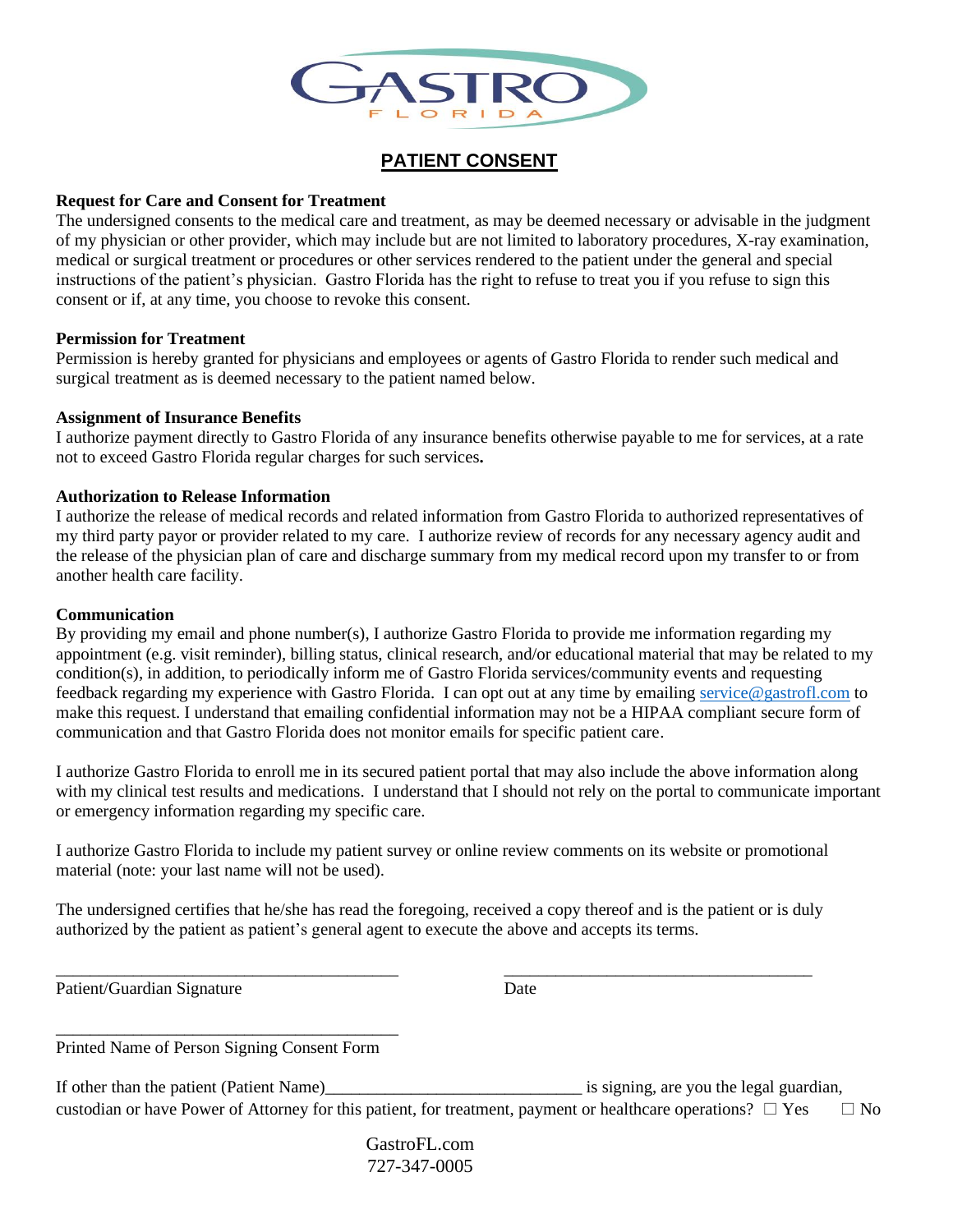GASTRO FLORIDA

# PATIENT CONSENT

**Request for Care and Consent for Treatment**
The undersigned consents to the medical care and treatment, as may be deemed necessary or advisable in the judgment of my physician or other provider, which may include but are not limited to laboratory procedures, X-ray examination, medical or surgical treatment or procedures or other services rendered to the patient under the general and special instructions of the patient's physician. Gastro Florida has the right to refuse to treat you if you refuse to sign this consent or if, at any time, you choose to revoke this consent.

**Permission for Treatment**
Permission is hereby granted for physicians and employees or agents of Gastro Florida to render such medical and surgical treatment as is deemed necessary to the patient named below.

**Assignment of Insurance Benefits**
I authorize payment directly to Gastro Florida of any insurance benefits otherwise payable to me for services, at a rate not to exceed Gastro Florida regular charges for such services**.**

**Authorization to Release Information**
I authorize the release of medical records and related information from Gastro Florida to authorized representatives of my third party payor or provider related to my care. I authorize review of records for any necessary agency audit and the release of the physician plan of care and discharge summary from my medical record upon my transfer to or from another health care facility.

**Communication**
By providing my email and phone number(s), I authorize Gastro Florida to provide me information regarding my appointment (e.g. visit reminder), billing status, clinical research, and/or educational material that may be related to my condition(s), in addition, to periodically inform me of Gastro Florida services/community events and requesting feedback regarding my experience with Gastro Florida. I can opt out at any time by emailing service@gastrofl.com to make this request. I understand that emailing confidential information may not be a HIPAA compliant secure form of communication and that Gastro Florida does not monitor emails for specific patient care.

I authorize Gastro Florida to enroll me in its secured patient portal that may also include the above information along with my clinical test results and medications. I understand that I should not rely on the portal to communicate important or emergency information regarding my specific care.

I authorize Gastro Florida to include my patient survey or online review comments on its website or promotional material (note: your last name will not be used).

The undersigned certifies that he/she has read the foregoing, received a copy thereof and is the patient or is duly authorized by the patient as patient's general agent to execute the above and accepts its terms.

________________________________________ ____________________________________
Patient/Guardian Signature Date

________________________________________
Printed Name of Person Signing Consent Form

If other than the patient (Patient Name)_____________________________ is signing, are you the legal guardian, custodian or have Power of Attorney for this patient, for treatment, payment or healthcare operations? ☐ Yes ☐ No

GastroFL.com
727-347-0005